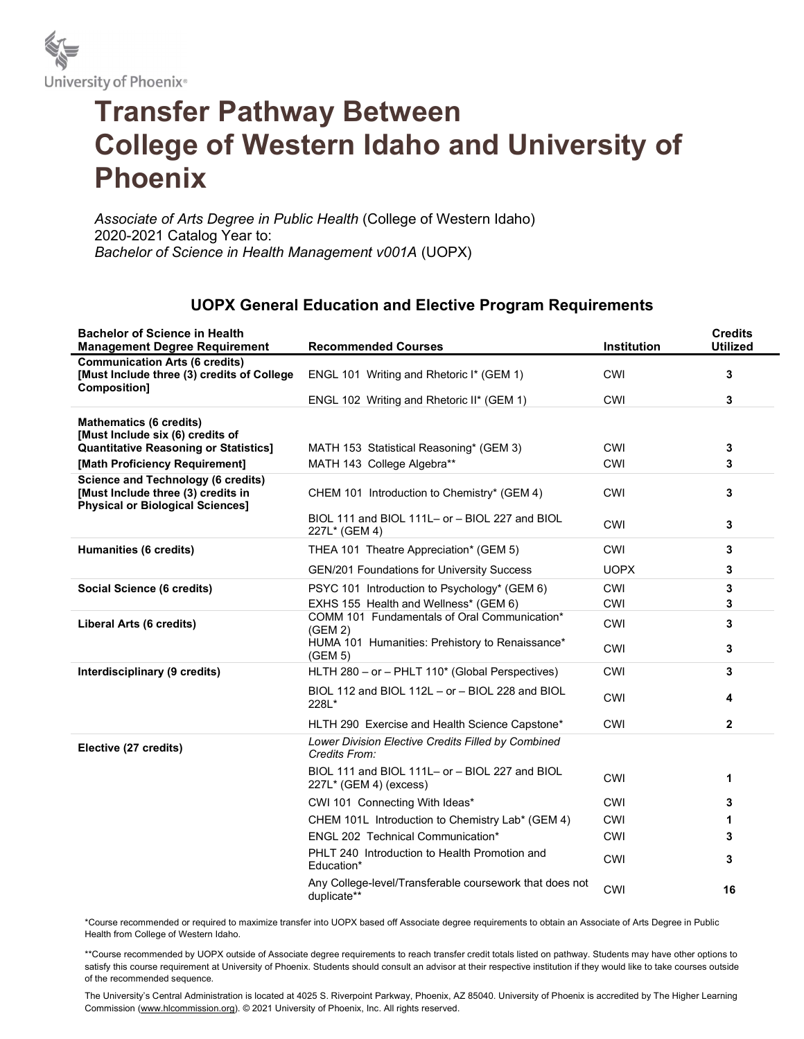University of Phoenix®

# Transfer Pathway Between College of Western Idaho and University of Phoenix

*Associate of Arts Degree in Public Health* (College of Western Idaho)
2020-2021 Catalog Year to:
*Bachelor of Science in Health Management v001A* (UOPX)

## UOPX General Education and Elective Program Requirements

| Bachelor of Science in Health Management Degree Requirement | Recommended Courses | Institution | Credits Utilized |
|---|---|---|---|
| **Communication Arts (6 credits) [Must Include three (3) credits of College Composition]** | ENGL 101 Writing and Rhetoric I* (GEM 1) | CWI | **3** |
| | ENGL 102 Writing and Rhetoric II* (GEM 1) | CWI | **3** |
| **Mathematics (6 credits) [Must Include six (6) credits of Quantitative Reasoning or Statistics]** | MATH 153 Statistical Reasoning* (GEM 3) | CWI | **3** |
| **[Math Proficiency Requirement]** | MATH 143 College Algebra** | CWI | **3** |
| **Science and Technology (6 credits) [Must Include three (3) credits in Physical or Biological Sciences]** | CHEM 101 Introduction to Chemistry* (GEM 4) | CWI | **3** |
| | BIOL 111 and BIOL 111L– or – BIOL 227 and BIOL 227L* (GEM 4) | CWI | **3** |
| **Humanities (6 credits)** | THEA 101 Theatre Appreciation* (GEM 5) | CWI | **3** |
| | GEN/201 Foundations for University Success | UOPX | **3** |
| **Social Science (6 credits)** | PSYC 101 Introduction to Psychology* (GEM 6) | CWI | **3** |
| | EXHS 155 Health and Wellness* (GEM 6) | CWI | **3** |
| **Liberal Arts (6 credits)** | COMM 101 Fundamentals of Oral Communication* (GEM 2) | CWI | **3** |
| | HUMA 101 Humanities: Prehistory to Renaissance* (GEM 5) | CWI | **3** |
| **Interdisciplinary (9 credits)** | HLTH 280 – or – PHLT 110* (Global Perspectives) | CWI | **3** |
| | BIOL 112 and BIOL 112L – or – BIOL 228 and BIOL 228L* | CWI | **4** |
| | HLTH 290 Exercise and Health Science Capstone* | CWI | **2** |
| **Elective (27 credits)** | *Lower Division Elective Credits Filled by Combined Credits From:* | | |
| | BIOL 111 and BIOL 111L– or – BIOL 227 and BIOL 227L* (GEM 4) (excess) | CWI | **1** |
| | CWI 101 Connecting With Ideas* | CWI | **3** |
| | CHEM 101L Introduction to Chemistry Lab* (GEM 4) | CWI | **1** |
| | ENGL 202 Technical Communication* | CWI | **3** |
| | PHLT 240 Introduction to Health Promotion and Education* | CWI | **3** |
| | Any College-level/Transferable coursework that does not duplicate** | CWI | **16** |

*Course recommended or required to maximize transfer into UOPX based off Associate degree requirements to obtain an Associate of Arts Degree in Public Health from College of Western Idaho.

**Course recommended by UOPX outside of Associate degree requirements to reach transfer credit totals listed on pathway. Students may have other options to satisfy this course requirement at University of Phoenix. Students should consult an advisor at their respective institution if they would like to take courses outside of the recommended sequence.

The University's Central Administration is located at 4025 S. Riverpoint Parkway, Phoenix, AZ 85040. University of Phoenix is accredited by The Higher Learning Commission (www.hlcommission.org). © 2021 University of Phoenix, Inc. All rights reserved.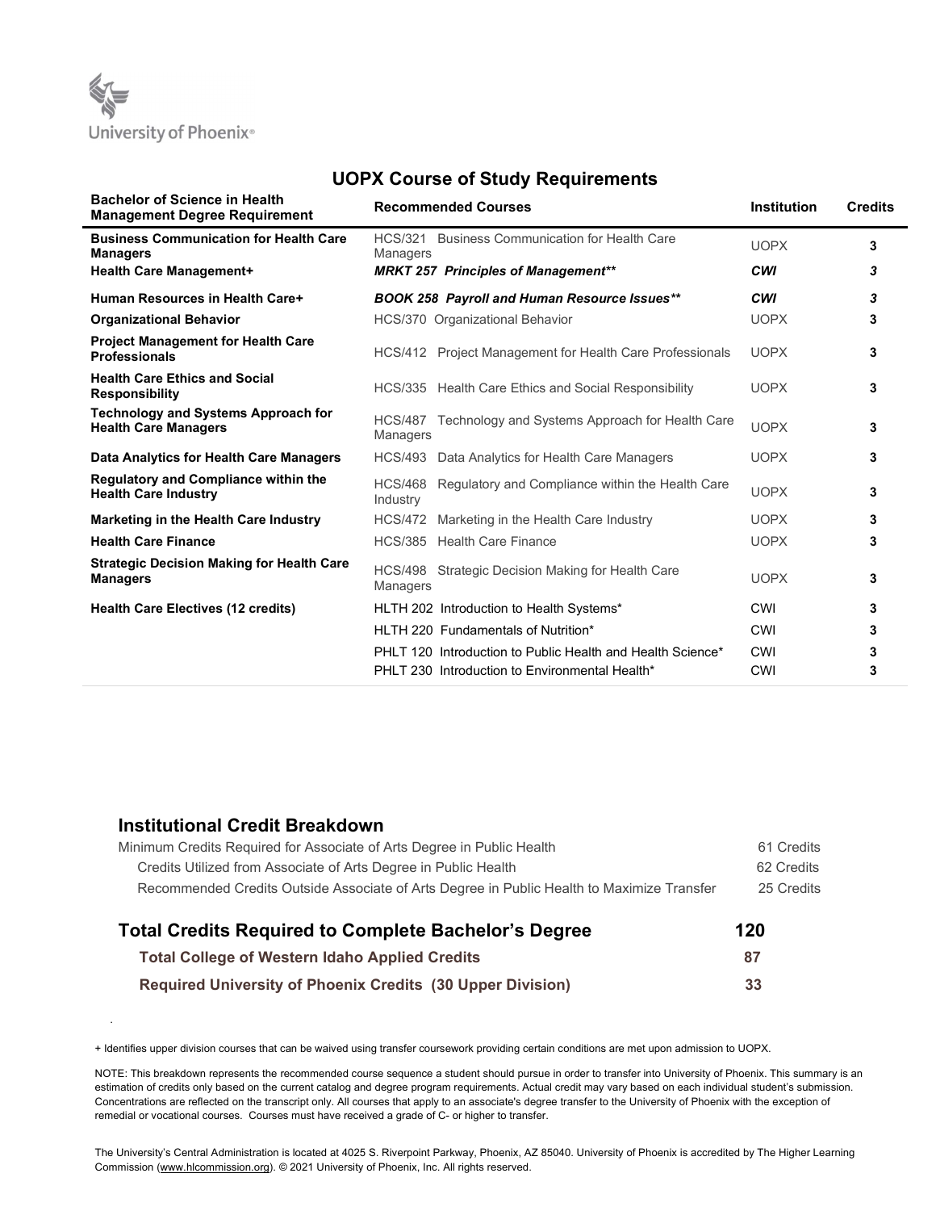University of Phoenix®

## UOPX Course of Study Requirements

| Bachelor of Science in Health Management Degree Requirement | Recommended Courses | Institution | Credits |
|---|---|---|---|
| **Business Communication for Health Care Managers** | HCS/321 Business Communication for Health Care Managers | UOPX | 3 |
| **Health Care Management+** | ***MRKT 257 Principles of Management\*\**** | ***CWI*** | ***3*** |
| **Human Resources in Health Care+** | ***BOOK 258 Payroll and Human Resource Issues\*\**** | ***CWI*** | ***3*** |
| **Organizational Behavior** | HCS/370 Organizational Behavior | UOPX | 3 |
| **Project Management for Health Care Professionals** | HCS/412 Project Management for Health Care Professionals | UOPX | 3 |
| **Health Care Ethics and Social Responsibility** | HCS/335 Health Care Ethics and Social Responsibility | UOPX | 3 |
| **Technology and Systems Approach for Health Care Managers** | HCS/487 Technology and Systems Approach for Health Care Managers | UOPX | 3 |
| **Data Analytics for Health Care Managers** | HCS/493 Data Analytics for Health Care Managers | UOPX | 3 |
| **Regulatory and Compliance within the Health Care Industry** | HCS/468 Regulatory and Compliance within the Health Care Industry | UOPX | 3 |
| **Marketing in the Health Care Industry** | HCS/472 Marketing in the Health Care Industry | UOPX | 3 |
| **Health Care Finance** | HCS/385 Health Care Finance | UOPX | 3 |
| **Strategic Decision Making for Health Care Managers** | HCS/498 Strategic Decision Making for Health Care Managers | UOPX | 3 |
| **Health Care Electives (12 credits)** | HLTH 202 Introduction to Health Systems* | CWI | 3 |
| | HLTH 220 Fundamentals of Nutrition* | CWI | 3 |
| | PHLT 120 Introduction to Public Health and Health Science* | CWI | 3 |
| | PHLT 230 Introduction to Environmental Health* | CWI | 3 |

### Institutional Credit Breakdown

| | |
|---|---|
| Minimum Credits Required for Associate of Arts Degree in Public Health | 61 Credits |
| Credits Utilized from Associate of Arts Degree in Public Health | 62 Credits |
| Recommended Credits Outside Associate of Arts Degree in Public Health to Maximize Transfer | 25 Credits |

| | |
|---|---|
| **Total Credits Required to Complete Bachelor's Degree** | **120** |
| **Total College of Western Idaho Applied Credits** | **87** |
| **Required University of Phoenix Credits (30 Upper Division)** | **33** |

+ Identifies upper division courses that can be waived using transfer coursework providing certain conditions are met upon admission to UOPX.

NOTE: This breakdown represents the recommended course sequence a student should pursue in order to transfer into University of Phoenix. This summary is an estimation of credits only based on the current catalog and degree program requirements. Actual credit may vary based on each individual student's submission. Concentrations are reflected on the transcript only. All courses that apply to an associate's degree transfer to the University of Phoenix with the exception of remedial or vocational courses. Courses must have received a grade of C- or higher to transfer.

The University's Central Administration is located at 4025 S. Riverpoint Parkway, Phoenix, AZ 85040. University of Phoenix is accredited by The Higher Learning Commission (www.hlcommission.org). © 2021 University of Phoenix, Inc. All rights reserved.